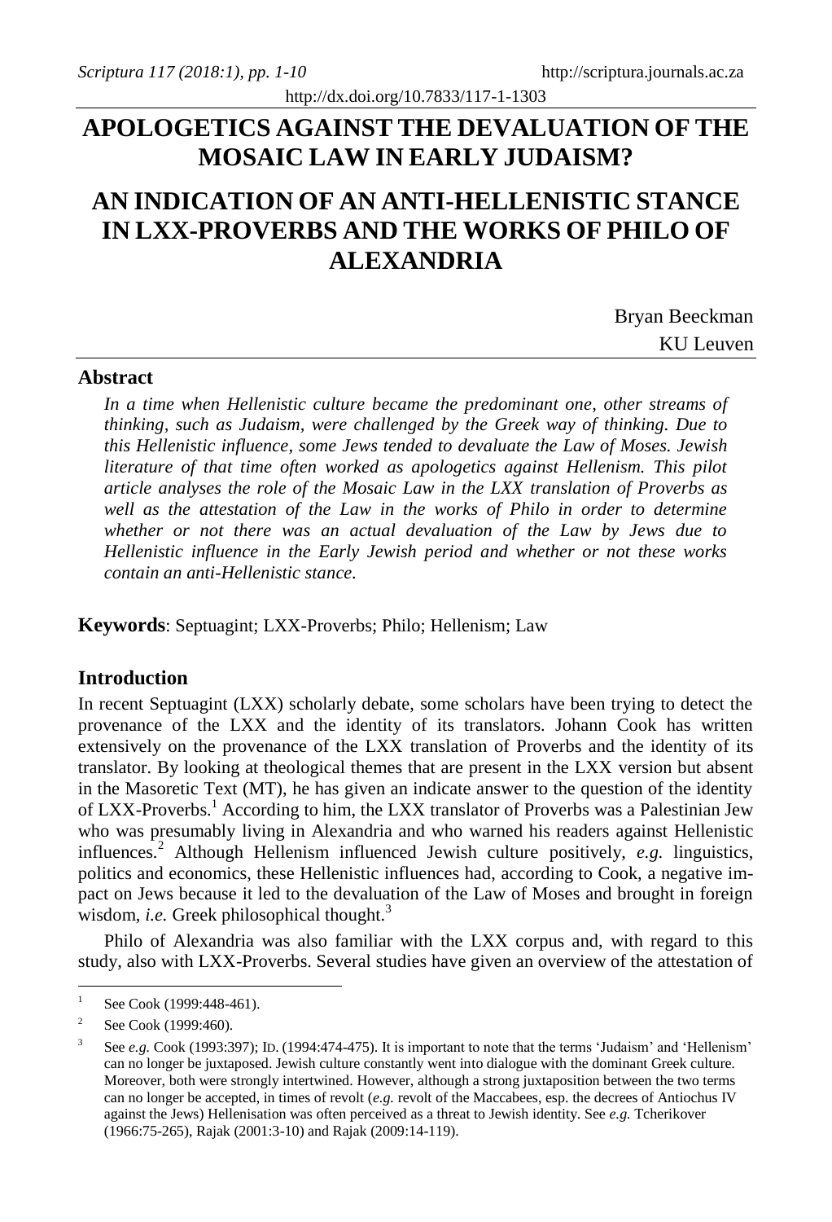# APOLOGETICS AGAINST THE DEVALUATION OF THE MOSAIC LAW IN EARLY JUDAISM?

# AN INDICATION OF AN ANTI-HELLENISTIC STANCE IN LXX-PROVERBS AND THE WORKS OF PHILO OF ALEXANDRIA

Bryan Beeckman
KU Leuven

## Abstract

*In a time when Hellenistic culture became the predominant one, other streams of thinking, such as Judaism, were challenged by the Greek way of thinking. Due to this Hellenistic influence, some Jews tended to devaluate the Law of Moses. Jewish literature of that time often worked as apologetics against Hellenism. This pilot article analyses the role of the Mosaic Law in the LXX translation of Proverbs as well as the attestation of the Law in the works of Philo in order to determine whether or not there was an actual devaluation of the Law by Jews due to Hellenistic influence in the Early Jewish period and whether or not these works contain an anti-Hellenistic stance.*

**Keywords**: Septuagint; LXX-Proverbs; Philo; Hellenism; Law

## Introduction

In recent Septuagint (LXX) scholarly debate, some scholars have been trying to detect the provenance of the LXX and the identity of its translators. Johann Cook has written extensively on the provenance of the LXX translation of Proverbs and the identity of its translator. By looking at theological themes that are present in the LXX version but absent in the Masoretic Text (MT), he has given an indicate answer to the question of the identity of LXX-Proverbs.[1] According to him, the LXX translator of Proverbs was a Palestinian Jew who was presumably living in Alexandria and who warned his readers against Hellenistic influences.[2] Although Hellenism influenced Jewish culture positively, *e.g.* linguistics, politics and economics, these Hellenistic influences had, according to Cook, a negative impact on Jews because it led to the devaluation of the Law of Moses and brought in foreign wisdom, *i.e.* Greek philosophical thought.[3]

Philo of Alexandria was also familiar with the LXX corpus and, with regard to this study, also with LXX-Proverbs. Several studies have given an overview of the attestation of

---

[1] See Cook (1999:448-461).

[2] See Cook (1999:460).

[3] See *e.g.* Cook (1993:397); ID. (1994:474-475). It is important to note that the terms 'Judaism' and 'Hellenism' can no longer be juxtaposed. Jewish culture constantly went into dialogue with the dominant Greek culture. Moreover, both were strongly intertwined. However, although a strong juxtaposition between the two terms can no longer be accepted, in times of revolt (*e.g.* revolt of the Maccabees, esp. the decrees of Antiochus IV against the Jews) Hellenisation was often perceived as a threat to Jewish identity. See *e.g.* Tcherikover (1966:75-265), Rajak (2001:3-10) and Rajak (2009:14-119).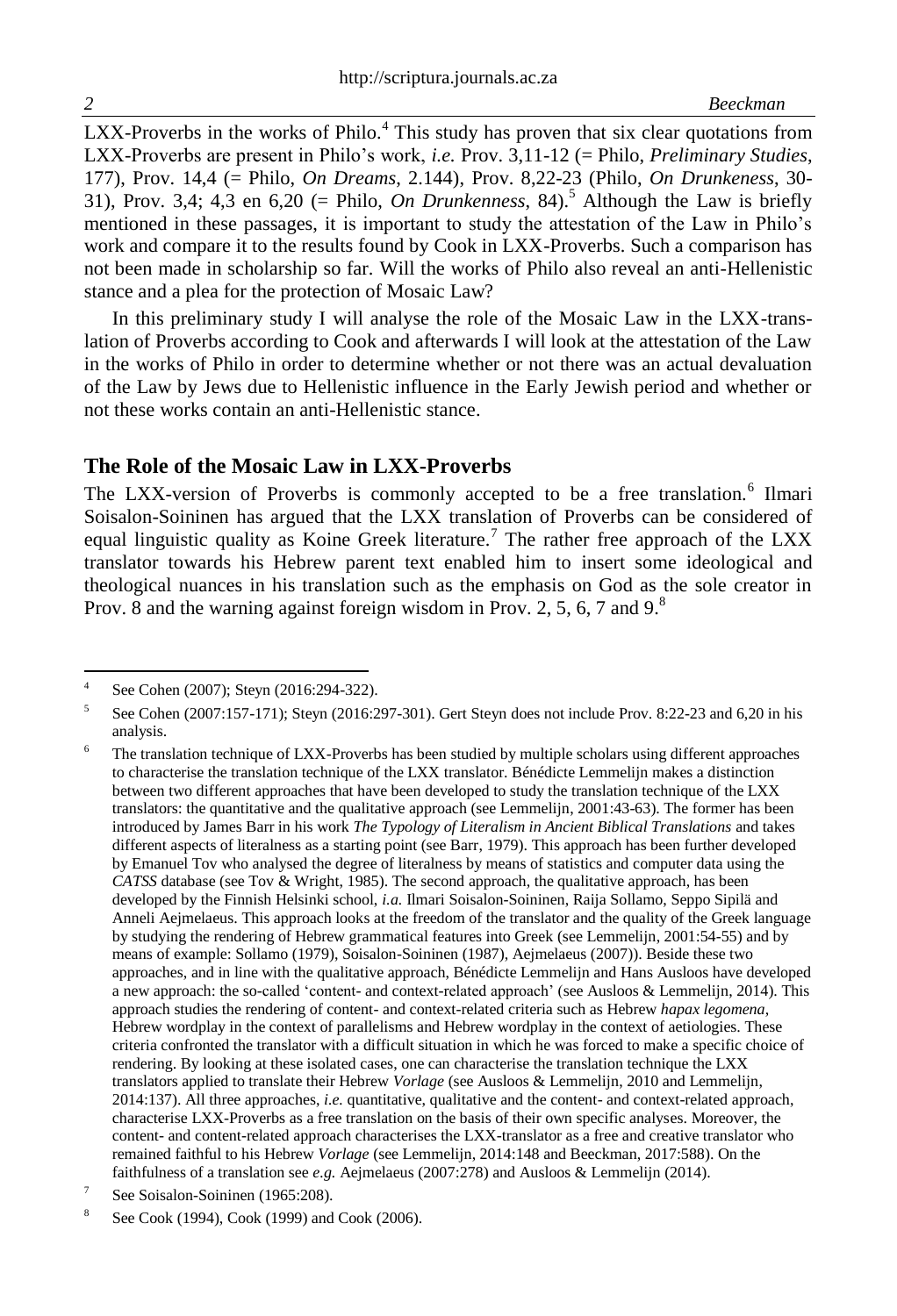LXX-Proverbs in the works of Philo.[4] This study has proven that six clear quotations from LXX-Proverbs are present in Philo's work, *i.e.* Prov. 3,11-12 (= Philo, *Preliminary Studies*, 177), Prov. 14,4 (= Philo, *On Dreams*, 2.144), Prov. 8,22-23 (Philo, *On Drunkeness*, 30-31), Prov. 3,4; 4,3 en 6,20 (= Philo, *On Drunkenness*, 84).[5] Although the Law is briefly mentioned in these passages, it is important to study the attestation of the Law in Philo's work and compare it to the results found by Cook in LXX-Proverbs. Such a comparison has not been made in scholarship so far. Will the works of Philo also reveal an anti-Hellenistic stance and a plea for the protection of Mosaic Law?

In this preliminary study I will analyse the role of the Mosaic Law in the LXX-translation of Proverbs according to Cook and afterwards I will look at the attestation of the Law in the works of Philo in order to determine whether or not there was an actual devaluation of the Law by Jews due to Hellenistic influence in the Early Jewish period and whether or not these works contain an anti-Hellenistic stance.

## The Role of the Mosaic Law in LXX-Proverbs

The LXX-version of Proverbs is commonly accepted to be a free translation.[6] Ilmari Soisalon-Soininen has argued that the LXX translation of Proverbs can be considered of equal linguistic quality as Koine Greek literature.[7] The rather free approach of the LXX translator towards his Hebrew parent text enabled him to insert some ideological and theological nuances in his translation such as the emphasis on God as the sole creator in Prov. 8 and the warning against foreign wisdom in Prov. 2, 5, 6, 7 and 9.[8]

---

[4] See Cohen (2007); Steyn (2016:294-322).

[5] See Cohen (2007:157-171); Steyn (2016:297-301). Gert Steyn does not include Prov. 8:22-23 and 6,20 in his analysis.

[6] The translation technique of LXX-Proverbs has been studied by multiple scholars using different approaches to characterise the translation technique of the LXX translator. Bénédicte Lemmelijn makes a distinction between two different approaches that have been developed to study the translation technique of the LXX translators: the quantitative and the qualitative approach (see Lemmelijn, 2001:43-63). The former has been introduced by James Barr in his work *The Typology of Literalism in Ancient Biblical Translations* and takes different aspects of literalness as a starting point (see Barr, 1979). This approach has been further developed by Emanuel Tov who analysed the degree of literalness by means of statistics and computer data using the *CATSS* database (see Tov & Wright, 1985). The second approach, the qualitative approach, has been developed by the Finnish Helsinki school, *i.a.* Ilmari Soisalon-Soininen, Raija Sollamo, Seppo Sipilä and Anneli Aejmelaeus. This approach looks at the freedom of the translator and the quality of the Greek language by studying the rendering of Hebrew grammatical features into Greek (see Lemmelijn, 2001:54-55) and by means of example: Sollamo (1979), Soisalon-Soininen (1987), Aejmelaeus (2007)). Beside these two approaches, and in line with the qualitative approach, Bénédicte Lemmelijn and Hans Ausloos have developed a new approach: the so-called 'content- and context-related approach' (see Ausloos & Lemmelijn, 2014). This approach studies the rendering of content- and context-related criteria such as Hebrew *hapax legomena*, Hebrew wordplay in the context of parallelisms and Hebrew wordplay in the context of aetiologies. These criteria confronted the translator with a difficult situation in which he was forced to make a specific choice of rendering. By looking at these isolated cases, one can characterise the translation technique the LXX translators applied to translate their Hebrew *Vorlage* (see Ausloos & Lemmelijn, 2010 and Lemmelijn, 2014:137). All three approaches, *i.e.* quantitative, qualitative and the content- and context-related approach, characterise LXX-Proverbs as a free translation on the basis of their own specific analyses. Moreover, the content- and content-related approach characterises the LXX-translator as a free and creative translator who remained faithful to his Hebrew *Vorlage* (see Lemmelijn, 2014:148 and Beeckman, 2017:588). On the faithfulness of a translation see *e.g.* Aejmelaeus (2007:278) and Ausloos & Lemmelijn (2014).

[7] See Soisalon-Soininen (1965:208).

[8] See Cook (1994), Cook (1999) and Cook (2006).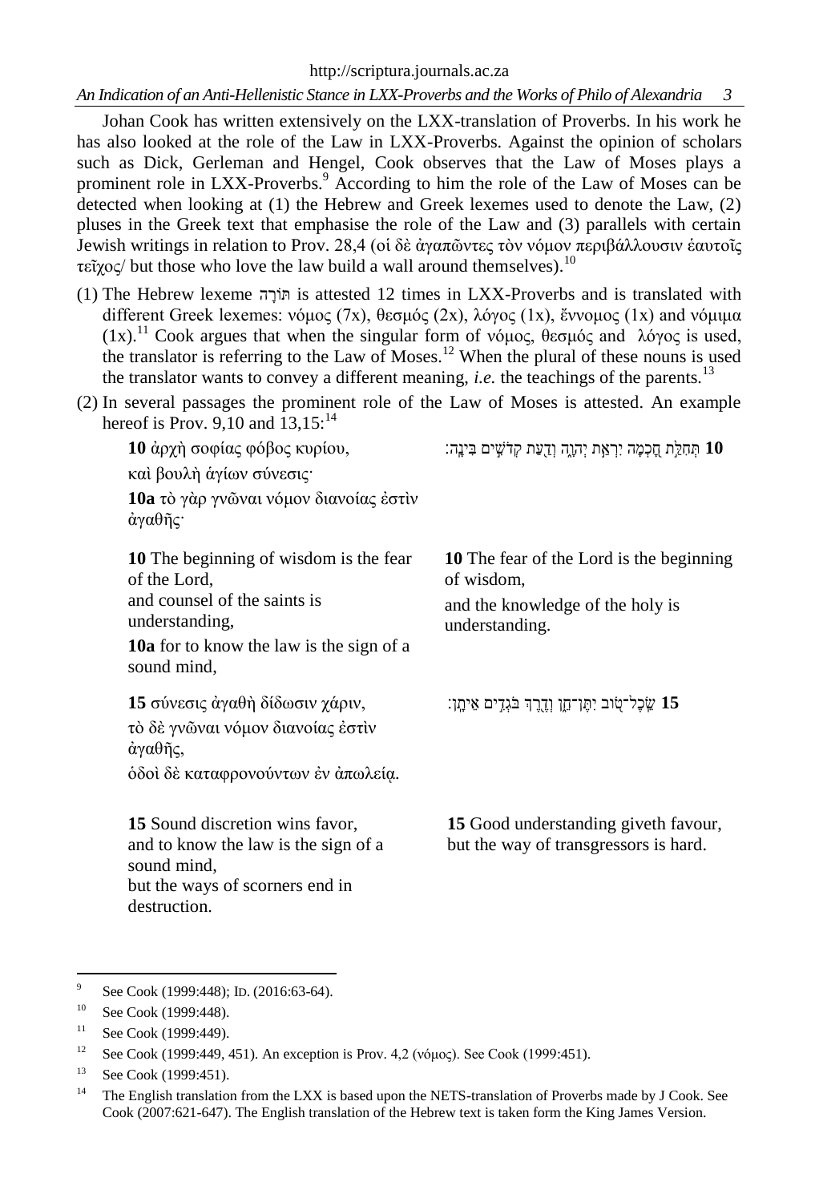Johan Cook has written extensively on the LXX-translation of Proverbs. In his work he has also looked at the role of the Law in LXX-Proverbs. Against the opinion of scholars such as Dick, Gerleman and Hengel, Cook observes that the Law of Moses plays a prominent role in LXX-Proverbs.[9] According to him the role of the Law of Moses can be detected when looking at (1) the Hebrew and Greek lexemes used to denote the Law, (2) pluses in the Greek text that emphasise the role of the Law and (3) parallels with certain Jewish writings in relation to Prov. 28,4 (οἱ δὲ ἀγαπῶντες τὸν νόμον περιβάλλουσιν ἑαυτοῖς τεῖχος/ but those who love the law build a wall around themselves).[10]

(1) The Hebrew lexeme תּוֹרָה is attested 12 times in LXX-Proverbs and is translated with different Greek lexemes: νόμος (7x), θεσμός (2x), λόγος (1x), ἔννομος (1x) and νόμιμα (1x).[11] Cook argues that when the singular form of νόμος, θεσμός and λόγος is used, the translator is referring to the Law of Moses.[12] When the plural of these nouns is used the translator wants to convey a different meaning, *i.e.* the teachings of the parents.[13]

(2) In several passages the prominent role of the Law of Moses is attested. An example hereof is Prov. 9,10 and 13,15:[14]

| | |
|---|---|
| **10** ἀρχὴ σοφίας φόβος κυρίου,<br>καὶ βουλὴ ἁγίων σύνεσις·<br>**10a** τὸ γὰρ γνῶναι νόμον διανοίας ἐστὶν ἀγαθῆς· | **10** תְּחִלַּת חָכְמָה יִרְאַת יְהוָה וְדַעַת קְדֹשִׁים בִּינָה׃ |
| **10** The beginning of wisdom is the fear of the Lord,<br>and counsel of the saints is understanding,<br>**10a** for to know the law is the sign of a sound mind, | **10** The fear of the Lord is the beginning of wisdom,<br>and the knowledge of the holy is understanding. |
| **15** σύνεσις ἀγαθὴ δίδωσιν χάριν,<br>τὸ δὲ γνῶναι νόμον διανοίας ἐστὶν ἀγαθῆς,<br>ὁδοὶ δὲ καταφρονούντων ἐν ἀπωλείᾳ. | **15** שֵׂכֶל־טוֹב יִתֶּן־חֵן וְדֶרֶךְ בֹּגְדִים אֵיתָן׃ |
| **15** Sound discretion wins favor,<br>and to know the law is the sign of a sound mind,<br>but the ways of scorners end in destruction. | **15** Good understanding giveth favour,<br>but the way of transgressors is hard. |

---

[9] See Cook (1999:448); Id. (2016:63-64).

[10] See Cook (1999:448).

[11] See Cook (1999:449).

[12] See Cook (1999:449, 451). An exception is Prov. 4,2 (νόμος). See Cook (1999:451).

[13] See Cook (1999:451).

[14] The English translation from the LXX is based upon the NETS-translation of Proverbs made by J Cook. See Cook (2007:621-647). The English translation of the Hebrew text is taken form the King James Version.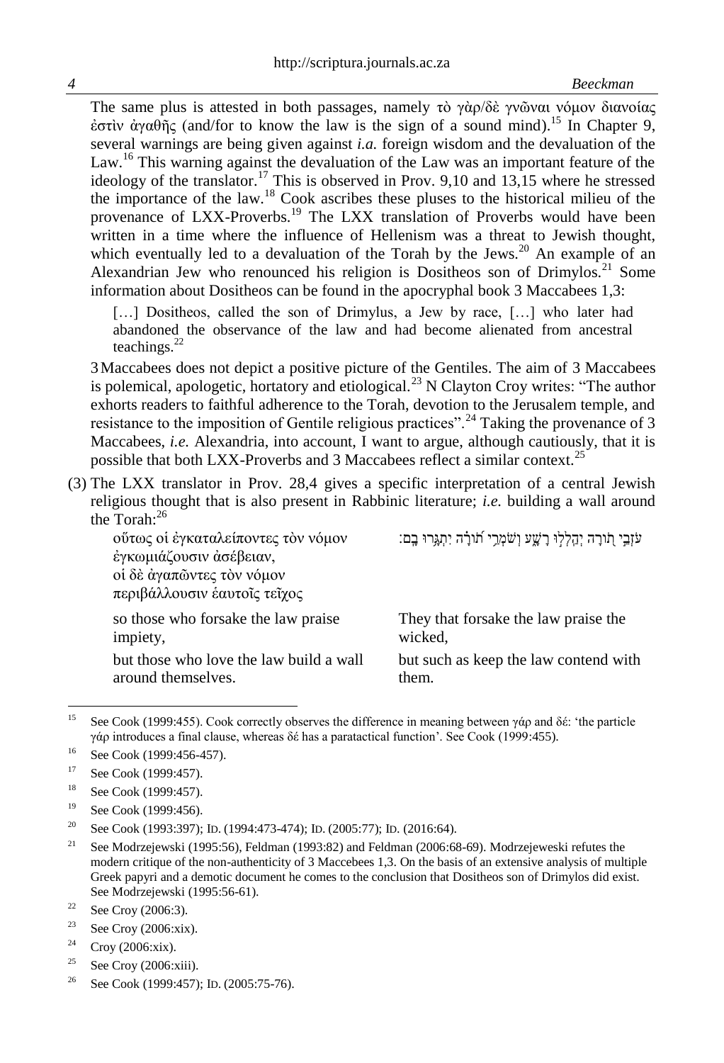The same plus is attested in both passages, namely τὸ γὰρ/δὲ γνῶναι νόμον διανοίας ἐστὶν ἀγαθῆς (and/for to know the law is the sign of a sound mind).[15] In Chapter 9, several warnings are being given against *i.a.* foreign wisdom and the devaluation of the Law.[16] This warning against the devaluation of the Law was an important feature of the ideology of the translator.[17] This is observed in Prov. 9,10 and 13,15 where he stressed the importance of the law.[18] Cook ascribes these pluses to the historical milieu of the provenance of LXX-Proverbs.[19] The LXX translation of Proverbs would have been written in a time where the influence of Hellenism was a threat to Jewish thought, which eventually led to a devaluation of the Torah by the Jews.[20] An example of an Alexandrian Jew who renounced his religion is Dositheos son of Drimylos.[21] Some information about Dositheos can be found in the apocryphal book 3 Maccabees 1,3:

> […] Dositheos, called the son of Drimylus, a Jew by race, […] who later had abandoned the observance of the law and had become alienated from ancestral teachings.[22]

3 Maccabees does not depict a positive picture of the Gentiles. The aim of 3 Maccabees is polemical, apologetic, hortatory and etiological.[23] N Clayton Croy writes: "The author exhorts readers to faithful adherence to the Torah, devotion to the Jerusalem temple, and resistance to the imposition of Gentile religious practices".[24] Taking the provenance of 3 Maccabees, *i.e.* Alexandria, into account, I want to argue, although cautiously, that it is possible that both LXX-Proverbs and 3 Maccabees reflect a similar context.[25]

(3) The LXX translator in Prov. 28,4 gives a specific interpretation of a central Jewish religious thought that is also present in Rabbinic literature; *i.e.* building a wall around the Torah:[26]

| | |
|---|---|
| οὕτως οἱ ἐγκαταλείποντες τὸν νόμον ἐγκωμιάζουσιν ἀσέβειαν, οἱ δὲ ἀγαπῶντες τὸν νόμον περιβάλλουσιν ἑαυτοῖς τεῖχος | עֹזְבֵי תוֹרָה יְהַלְלוּ רָשָׁע וְשֹׁמְרֵי תוֹרָה יִתְגָּרוּ בָם׃ |
| so those who forsake the law praise impiety, but those who love the law build a wall around themselves. | They that forsake the law praise the wicked, but such as keep the law contend with them. |

---

[15] See Cook (1999:455). Cook correctly observes the difference in meaning between γάρ and δέ: 'the particle γάρ introduces a final clause, whereas δέ has a paratactical function'. See Cook (1999:455).

[16] See Cook (1999:456-457).

[17] See Cook (1999:457).

[18] See Cook (1999:457).

[19] See Cook (1999:456).

[20] See Cook (1993:397); ID. (1994:473-474); ID. (2005:77); ID. (2016:64).

[21] See Modrzejewski (1995:56), Feldman (1993:82) and Feldman (2006:68-69). Modrzejeweski refutes the modern critique of the non-authenticity of 3 Maccebees 1,3. On the basis of an extensive analysis of multiple Greek papyri and a demotic document he comes to the conclusion that Dositheos son of Drimylos did exist. See Modrzejewski (1995:56-61).

[22] See Croy (2006:3).

[23] See Croy (2006:xix).

[24] Croy (2006:xix).

[25] See Croy (2006:xiii).

[26] See Cook (1999:457); ID. (2005:75-76).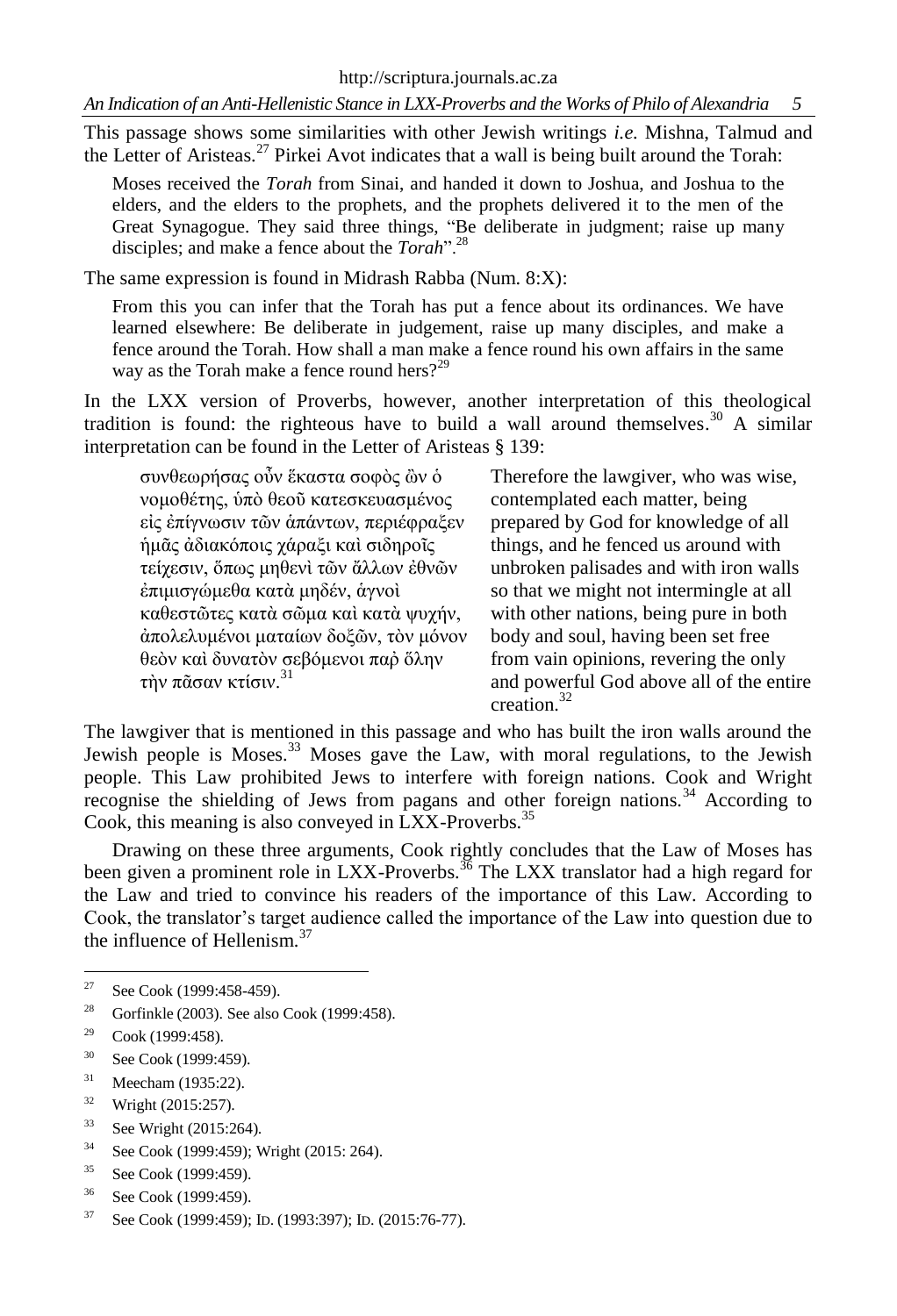This passage shows some similarities with other Jewish writings *i.e.* Mishna, Talmud and the Letter of Aristeas.[27] Pirkei Avot indicates that a wall is being built around the Torah:

> Moses received the *Torah* from Sinai, and handed it down to Joshua, and Joshua to the elders, and the elders to the prophets, and the prophets delivered it to the men of the Great Synagogue. They said three things, "Be deliberate in judgment; raise up many disciples; and make a fence about the *Torah*".[28]

The same expression is found in Midrash Rabba (Num. 8:X):

> From this you can infer that the Torah has put a fence about its ordinances. We have learned elsewhere: Be deliberate in judgement, raise up many disciples, and make a fence around the Torah. How shall a man make a fence round his own affairs in the same way as the Torah make a fence round hers?[29]

In the LXX version of Proverbs, however, another interpretation of this theological tradition is found: the righteous have to build a wall around themselves.[30] A similar interpretation can be found in the Letter of Aristeas § 139:

> συνθεωρήσας οὖν ἕκαστα σοφὸς ὢν ὁ νομοθέτης, ὑπὸ θεοῦ κατεσκευασμένος εἰς ἐπίγνωσιν τῶν ἁπάντων, περιέφραξεν ἡμᾶς ἀδιακόποις χάραξι καὶ σιδηροῖς τείχεσιν, ὅπως μηθενὶ τῶν ἄλλων ἐθνῶν ἐπιμισγώμεθα κατὰ μηδέν, ἁγνοὶ καθεστῶτες κατὰ σῶμα καὶ κατὰ ψυχήν, ἀπολελυμένοι ματαίων δοξῶν, τὸν μόνον θεὸν καὶ δυνατὸν σεβόμενοι παρ᾽ ὅλην τὴν πᾶσαν κτίσιν.[31]

> Therefore the lawgiver, who was wise, contemplated each matter, being prepared by God for knowledge of all things, and he fenced us around with unbroken palisades and with iron walls so that we might not intermingle at all with other nations, being pure in both body and soul, having been set free from vain opinions, revering the only and powerful God above all of the entire creation.[32]

The lawgiver that is mentioned in this passage and who has built the iron walls around the Jewish people is Moses.[33] Moses gave the Law, with moral regulations, to the Jewish people. This Law prohibited Jews to interfere with foreign nations. Cook and Wright recognise the shielding of Jews from pagans and other foreign nations.[34] According to Cook, this meaning is also conveyed in LXX-Proverbs.[35]

Drawing on these three arguments, Cook rightly concludes that the Law of Moses has been given a prominent role in LXX-Proverbs.[36] The LXX translator had a high regard for the Law and tried to convince his readers of the importance of this Law. According to Cook, the translator's target audience called the importance of the Law into question due to the influence of Hellenism.[37]

---

[27] See Cook (1999:458-459).

[28] Gorfinkle (2003). See also Cook (1999:458).

[29] Cook (1999:458).

[30] See Cook (1999:459).

[31] Meecham (1935:22).

[32] Wright (2015:257).

[33] See Wright (2015:264).

[34] See Cook (1999:459); Wright (2015: 264).

[35] See Cook (1999:459).

[36] See Cook (1999:459).

[37] See Cook (1999:459); ID. (1993:397); ID. (2015:76-77).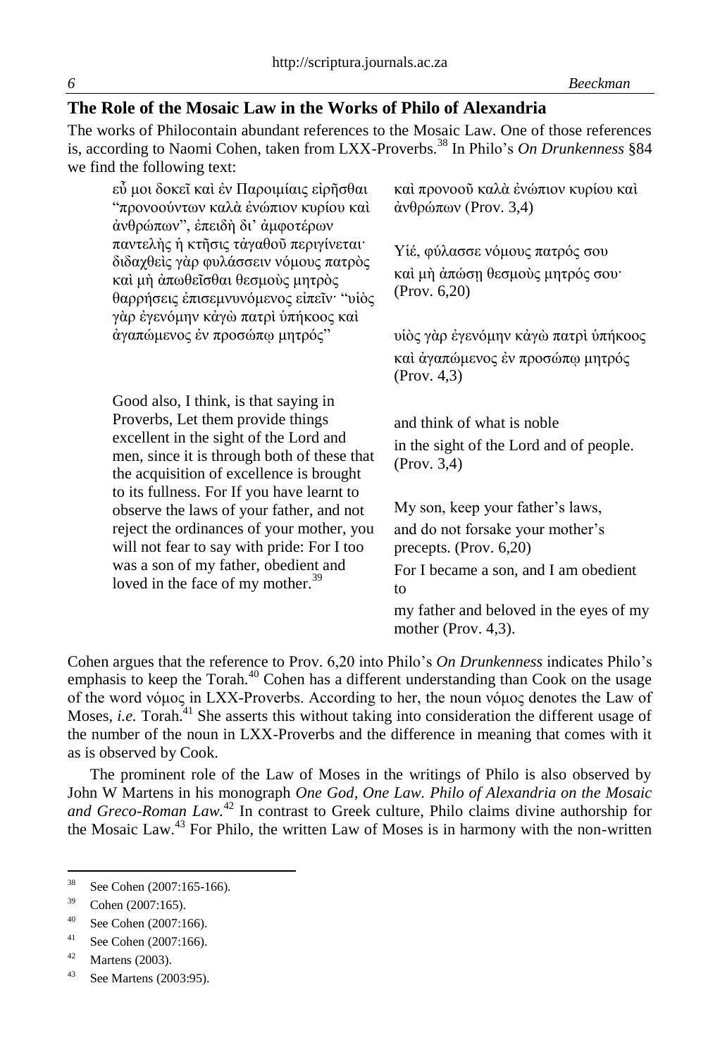## The Role of the Mosaic Law in the Works of Philo of Alexandria

The works of Philocontain abundant references to the Mosaic Law. One of those references is, according to Naomi Cohen, taken from LXX-Proverbs.[38] In Philo's *On Drunkenness* §84 we find the following text:

| | |
|---|---|
| εὖ μοι δοκεῖ καὶ ἐν Παροιμίαις εἰρῆσθαι "προνοούντων καλὰ ἐνώπιον κυρίου καὶ ἀνθρώπων", ἐπειδὴ δι' ἀμφοτέρων παντελὴς ἡ κτῆσις τἀγαθοῦ περιγίνεται· διδαχθεὶς γὰρ φυλάσσειν νόμους πατρὸς καὶ μὴ ἀπωθεῖσθαι θεσμοὺς μητρὸς θαρρήσεις ἐπισεμνυνόμενος εἰπεῖν· "υἱὸς γὰρ ἐγενόμην κἀγὼ πατρὶ ὑπήκοος καὶ ἀγαπώμενος ἐν προσώπῳ μητρός" | καὶ προνοοῦ καλὰ ἐνώπιον κυρίου καὶ ἀνθρώπων (Prov. 3,4)<br><br>Υἱέ, φύλασσε νόμους πατρός σου καὶ μὴ ἀπώσῃ θεσμοὺς μητρός σου· (Prov. 6,20)<br><br>υἱὸς γὰρ ἐγενόμην κἀγὼ πατρὶ ὑπήκοος καὶ ἀγαπώμενος ἐν προσώπῳ μητρός (Prov. 4,3) |
| Good also, I think, is that saying in Proverbs, Let them provide things excellent in the sight of the Lord and men, since it is through both of these that the acquisition of excellence is brought to its fullness. For If you have learnt to observe the laws of your father, and not reject the ordinances of your mother, you will not fear to say with pride: For I too was a son of my father, obedient and loved in the face of my mother.[39] | and think of what is noble in the sight of the Lord and of people. (Prov. 3,4)<br><br>My son, keep your father's laws, and do not forsake your mother's precepts. (Prov. 6,20)<br><br>For I became a son, and I am obedient to my father and beloved in the eyes of my mother (Prov. 4,3). |

Cohen argues that the reference to Prov. 6,20 into Philo's *On Drunkenness* indicates Philo's emphasis to keep the Torah.[40] Cohen has a different understanding than Cook on the usage of the word νόμος in LXX-Proverbs. According to her, the noun νόμος denotes the Law of Moses, *i.e.* Torah.[41] She asserts this without taking into consideration the different usage of the number of the noun in LXX-Proverbs and the difference in meaning that comes with it as is observed by Cook.

The prominent role of the Law of Moses in the writings of Philo is also observed by John W Martens in his monograph *One God, One Law. Philo of Alexandria on the Mosaic and Greco-Roman Law.*[42] In contrast to Greek culture, Philo claims divine authorship for the Mosaic Law.[43] For Philo, the written Law of Moses is in harmony with the non-written

---

[38] See Cohen (2007:165-166).

[39] Cohen (2007:165).

[40] See Cohen (2007:166).

[41] See Cohen (2007:166).

[42] Martens (2003).

[43] See Martens (2003:95).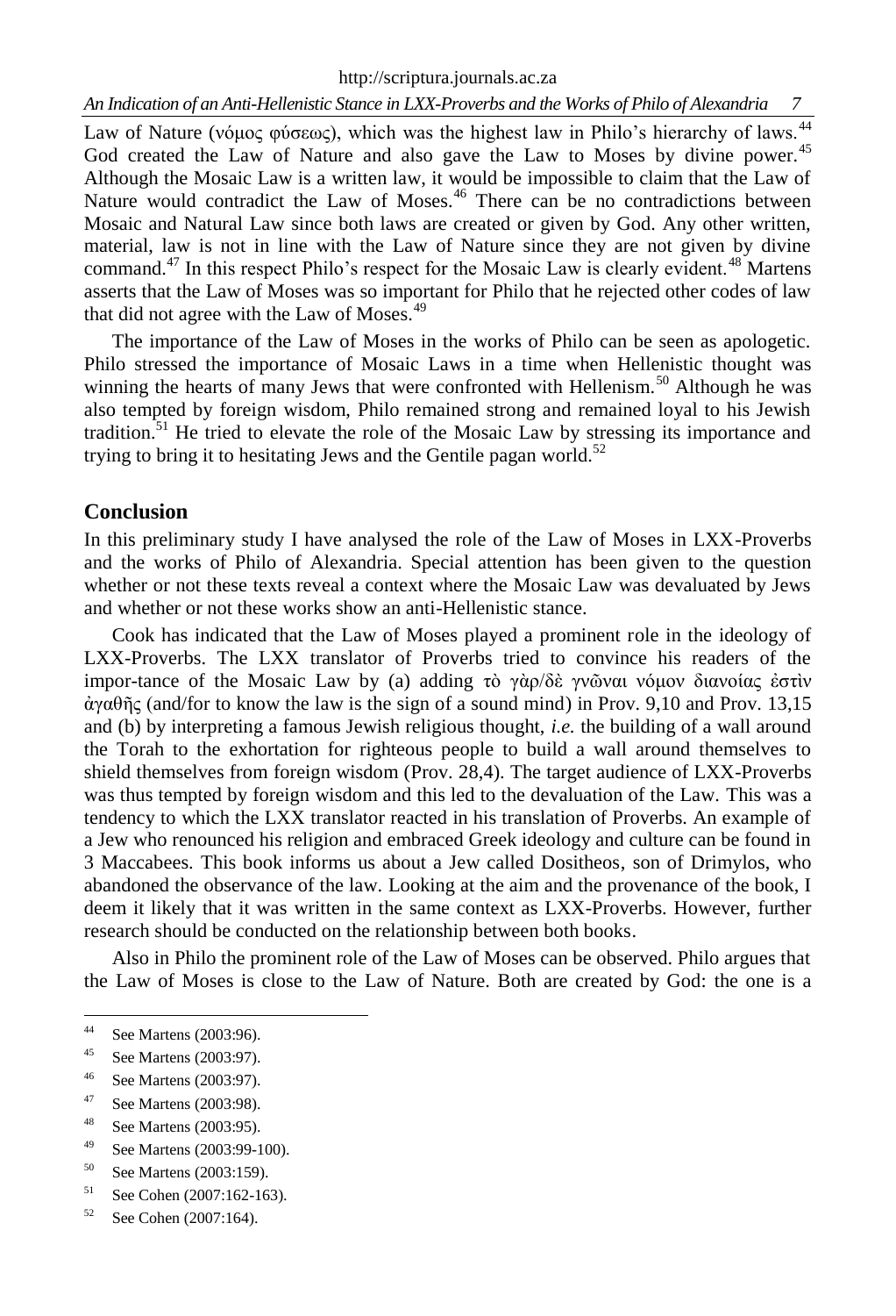Law of Nature (νόμος φύσεως), which was the highest law in Philo's hierarchy of laws.[44] God created the Law of Nature and also gave the Law to Moses by divine power.[45] Although the Mosaic Law is a written law, it would be impossible to claim that the Law of Nature would contradict the Law of Moses.[46] There can be no contradictions between Mosaic and Natural Law since both laws are created or given by God. Any other written, material, law is not in line with the Law of Nature since they are not given by divine command.[47] In this respect Philo's respect for the Mosaic Law is clearly evident.[48] Martens asserts that the Law of Moses was so important for Philo that he rejected other codes of law that did not agree with the Law of Moses.[49]

The importance of the Law of Moses in the works of Philo can be seen as apologetic. Philo stressed the importance of Mosaic Laws in a time when Hellenistic thought was winning the hearts of many Jews that were confronted with Hellenism.[50] Although he was also tempted by foreign wisdom, Philo remained strong and remained loyal to his Jewish tradition.[51] He tried to elevate the role of the Mosaic Law by stressing its importance and trying to bring it to hesitating Jews and the Gentile pagan world.[52]

## Conclusion

In this preliminary study I have analysed the role of the Law of Moses in LXX-Proverbs and the works of Philo of Alexandria. Special attention has been given to the question whether or not these texts reveal a context where the Mosaic Law was devaluated by Jews and whether or not these works show an anti-Hellenistic stance.

Cook has indicated that the Law of Moses played a prominent role in the ideology of LXX-Proverbs. The LXX translator of Proverbs tried to convince his readers of the impor-tance of the Mosaic Law by (a) adding τὸ γὰρ/δὲ γνῶναι νόμον διανοίας ἐστὶν ἀγαθῆς (and/for to know the law is the sign of a sound mind) in Prov. 9,10 and Prov. 13,15 and (b) by interpreting a famous Jewish religious thought, *i.e.* the building of a wall around the Torah to the exhortation for righteous people to build a wall around themselves to shield themselves from foreign wisdom (Prov. 28,4). The target audience of LXX-Proverbs was thus tempted by foreign wisdom and this led to the devaluation of the Law. This was a tendency to which the LXX translator reacted in his translation of Proverbs. An example of a Jew who renounced his religion and embraced Greek ideology and culture can be found in 3 Maccabees. This book informs us about a Jew called Dositheos, son of Drimylos, who abandoned the observance of the law. Looking at the aim and the provenance of the book, I deem it likely that it was written in the same context as LXX-Proverbs. However, further research should be conducted on the relationship between both books.

Also in Philo the prominent role of the Law of Moses can be observed. Philo argues that the Law of Moses is close to the Law of Nature. Both are created by God: the one is a

---

44 See Martens (2003:96).

45 See Martens (2003:97).

46 See Martens (2003:97).

47 See Martens (2003:98).

48 See Martens (2003:95).

49 See Martens (2003:99-100).

50 See Martens (2003:159).

51 See Cohen (2007:162-163).

52 See Cohen (2007:164).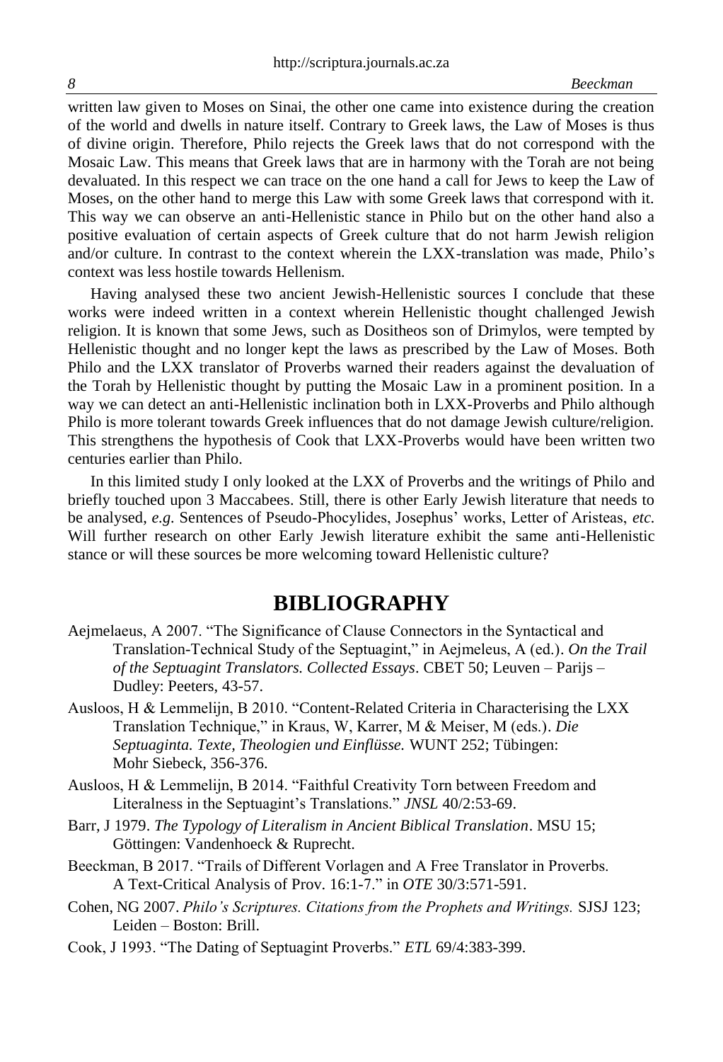written law given to Moses on Sinai, the other one came into existence during the creation of the world and dwells in nature itself. Contrary to Greek laws, the Law of Moses is thus of divine origin. Therefore, Philo rejects the Greek laws that do not correspond with the Mosaic Law. This means that Greek laws that are in harmony with the Torah are not being devaluated. In this respect we can trace on the one hand a call for Jews to keep the Law of Moses, on the other hand to merge this Law with some Greek laws that correspond with it. This way we can observe an anti-Hellenistic stance in Philo but on the other hand also a positive evaluation of certain aspects of Greek culture that do not harm Jewish religion and/or culture. In contrast to the context wherein the LXX-translation was made, Philo's context was less hostile towards Hellenism.

Having analysed these two ancient Jewish-Hellenistic sources I conclude that these works were indeed written in a context wherein Hellenistic thought challenged Jewish religion. It is known that some Jews, such as Dositheos son of Drimylos, were tempted by Hellenistic thought and no longer kept the laws as prescribed by the Law of Moses. Both Philo and the LXX translator of Proverbs warned their readers against the devaluation of the Torah by Hellenistic thought by putting the Mosaic Law in a prominent position. In a way we can detect an anti-Hellenistic inclination both in LXX-Proverbs and Philo although Philo is more tolerant towards Greek influences that do not damage Jewish culture/religion. This strengthens the hypothesis of Cook that LXX-Proverbs would have been written two centuries earlier than Philo.

In this limited study I only looked at the LXX of Proverbs and the writings of Philo and briefly touched upon 3 Maccabees. Still, there is other Early Jewish literature that needs to be analysed, *e.g.* Sentences of Pseudo-Phocylides, Josephus' works, Letter of Aristeas, *etc.* Will further research on other Early Jewish literature exhibit the same anti-Hellenistic stance or will these sources be more welcoming toward Hellenistic culture?

## BIBLIOGRAPHY

Aejmelaeus, A 2007. "The Significance of Clause Connectors in the Syntactical and Translation-Technical Study of the Septuagint," in Aejmeleus, A (ed.). *On the Trail of the Septuagint Translators. Collected Essays*. CBET 50; Leuven – Parijs – Dudley: Peeters, 43-57.

Ausloos, H & Lemmelijn, B 2010. "Content-Related Criteria in Characterising the LXX Translation Technique," in Kraus, W, Karrer, M & Meiser, M (eds.). *Die Septuaginta. Texte, Theologien und Einflüsse.* WUNT 252; Tübingen: Mohr Siebeck, 356-376.

Ausloos, H & Lemmelijn, B 2014. "Faithful Creativity Torn between Freedom and Literalness in the Septuagint's Translations." *JNSL* 40/2:53-69.

Barr, J 1979. *The Typology of Literalism in Ancient Biblical Translation*. MSU 15; Göttingen: Vandenhoeck & Ruprecht.

Beeckman, B 2017. "Trails of Different Vorlagen and A Free Translator in Proverbs. A Text-Critical Analysis of Prov. 16:1-7." in *OTE* 30/3:571-591.

Cohen, NG 2007. *Philo's Scriptures. Citations from the Prophets and Writings.* SJSJ 123; Leiden – Boston: Brill.

Cook, J 1993. "The Dating of Septuagint Proverbs." *ETL* 69/4:383-399.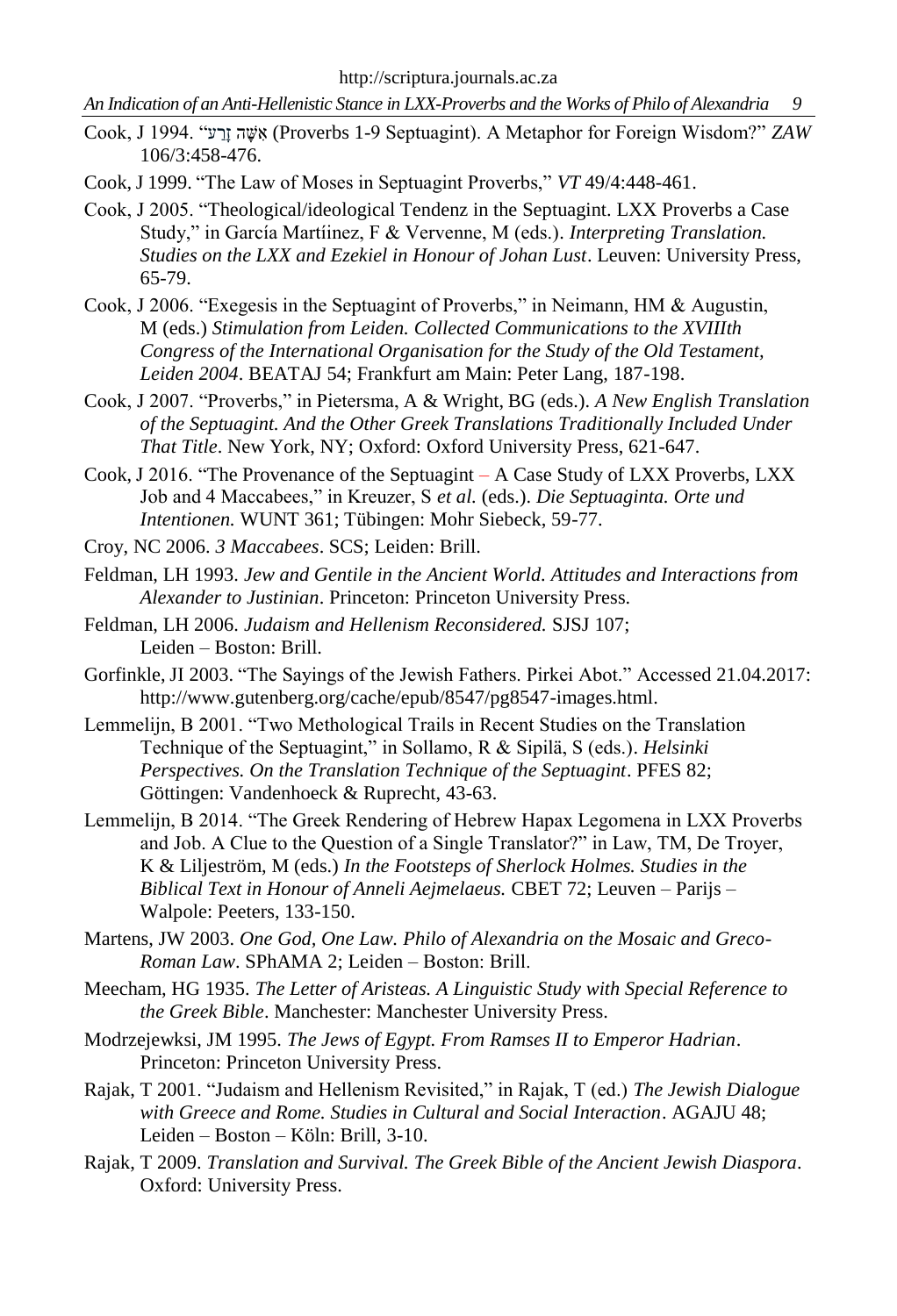Cook, J 1994. "אִשָּׁה זָרָע (Proverbs 1-9 Septuagint). A Metaphor for Foreign Wisdom?" *ZAW* 106/3:458-476.

Cook, J 1999. "The Law of Moses in Septuagint Proverbs," *VT* 49/4:448-461.

Cook, J 2005. "Theological/ideological Tendenz in the Septuagint. LXX Proverbs a Case Study," in García Martíinez, F & Vervenne, M (eds.). *Interpreting Translation. Studies on the LXX and Ezekiel in Honour of Johan Lust*. Leuven: University Press, 65-79.

Cook, J 2006. "Exegesis in the Septuagint of Proverbs," in Neimann, HM & Augustin, M (eds.) *Stimulation from Leiden. Collected Communications to the XVIIIth Congress of the International Organisation for the Study of the Old Testament, Leiden 2004*. BEATAJ 54; Frankfurt am Main: Peter Lang, 187-198.

Cook, J 2007. "Proverbs," in Pietersma, A & Wright, BG (eds.). *A New English Translation of the Septuagint. And the Other Greek Translations Traditionally Included Under That Title*. New York, NY; Oxford: Oxford University Press, 621-647.

Cook, J 2016. "The Provenance of the Septuagint – A Case Study of LXX Proverbs, LXX Job and 4 Maccabees," in Kreuzer, S *et al.* (eds.). *Die Septuaginta. Orte und Intentionen.* WUNT 361; Tübingen: Mohr Siebeck, 59-77.

Croy, NC 2006. *3 Maccabees*. SCS; Leiden: Brill.

Feldman, LH 1993. *Jew and Gentile in the Ancient World. Attitudes and Interactions from Alexander to Justinian*. Princeton: Princeton University Press.

Feldman, LH 2006. *Judaism and Hellenism Reconsidered.* SJSJ 107; Leiden – Boston: Brill.

Gorfinkle, JI 2003. "The Sayings of the Jewish Fathers. Pirkei Abot." Accessed 21.04.2017: http://www.gutenberg.org/cache/epub/8547/pg8547-images.html.

Lemmelijn, B 2001. "Two Methological Trails in Recent Studies on the Translation Technique of the Septuagint," in Sollamo, R & Sipilä, S (eds.). *Helsinki Perspectives. On the Translation Technique of the Septuagint*. PFES 82; Göttingen: Vandenhoeck & Ruprecht, 43-63.

Lemmelijn, B 2014. "The Greek Rendering of Hebrew Hapax Legomena in LXX Proverbs and Job. A Clue to the Question of a Single Translator?" in Law, TM, De Troyer, K & Liljeström, M (eds.) *In the Footsteps of Sherlock Holmes. Studies in the Biblical Text in Honour of Anneli Aejmelaeus.* CBET 72; Leuven – Parijs – Walpole: Peeters, 133-150.

Martens, JW 2003. *One God, One Law. Philo of Alexandria on the Mosaic and Greco-Roman Law*. SPhAMA 2; Leiden – Boston: Brill.

Meecham, HG 1935. *The Letter of Aristeas. A Linguistic Study with Special Reference to the Greek Bible*. Manchester: Manchester University Press.

Modrzejewksi, JM 1995. *The Jews of Egypt. From Ramses II to Emperor Hadrian*. Princeton: Princeton University Press.

Rajak, T 2001. "Judaism and Hellenism Revisited," in Rajak, T (ed.) *The Jewish Dialogue with Greece and Rome. Studies in Cultural and Social Interaction*. AGAJU 48; Leiden – Boston – Köln: Brill, 3-10.

Rajak, T 2009. *Translation and Survival. The Greek Bible of the Ancient Jewish Diaspora*. Oxford: University Press.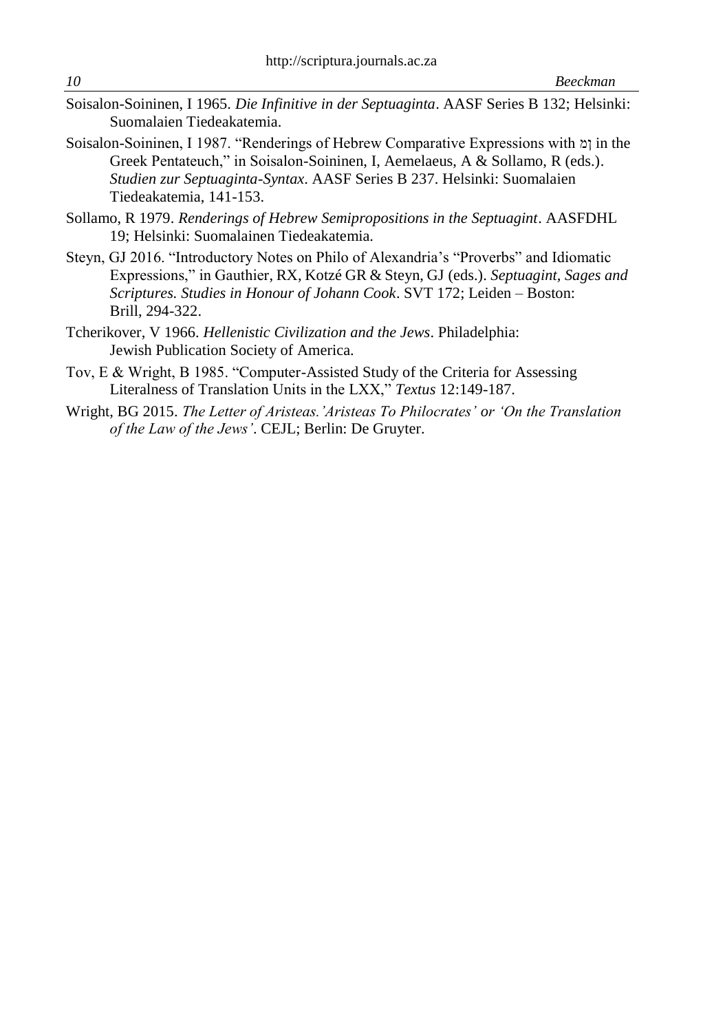Soisalon-Soininen, I 1965. *Die Infinitive in der Septuaginta*. AASF Series B 132; Helsinki: Suomalaien Tiedeakatemia.

Soisalon-Soininen, I 1987. "Renderings of Hebrew Comparative Expressions with מן in the Greek Pentateuch," in Soisalon-Soininen, I, Aemelaeus, A & Sollamo, R (eds.). *Studien zur Septuaginta-Syntax*. AASF Series B 237. Helsinki: Suomalaien Tiedeakatemia, 141-153.

Sollamo, R 1979. *Renderings of Hebrew Semipropositions in the Septuagint*. AASFDHL 19; Helsinki: Suomalainen Tiedeakatemia.

Steyn, GJ 2016. "Introductory Notes on Philo of Alexandria's "Proverbs" and Idiomatic Expressions," in Gauthier, RX, Kotzé GR & Steyn, GJ (eds.). *Septuagint, Sages and Scriptures. Studies in Honour of Johann Cook*. SVT 172; Leiden – Boston: Brill, 294-322.

Tcherikover, V 1966. *Hellenistic Civilization and the Jews*. Philadelphia: Jewish Publication Society of America.

Tov, E & Wright, B 1985. "Computer-Assisted Study of the Criteria for Assessing Literalness of Translation Units in the LXX," *Textus* 12:149-187.

Wright, BG 2015. *The Letter of Aristeas.'Aristeas To Philocrates' or 'On the Translation of the Law of the Jews'*. CEJL; Berlin: De Gruyter.